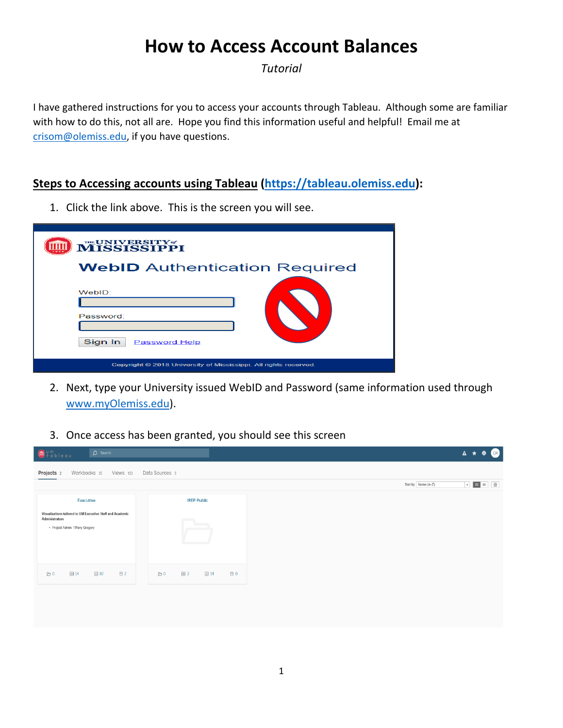# How to Access Account Balances

*Tutorial*

I have gathered instructions for you to access your accounts through Tableau. Although some are familiar with how to do this, not all are. Hope you find this information useful and helpful! Email me at crisom@olemiss.edu, if you have questions.

## Steps to Accessing accounts using Tableau (https://tableau.olemiss.edu):

1. Click the link above. This is the screen you will see.

2. Next, type your University issued WebID and Password (same information used through www.myOlemiss.edu).

3. Once access has been granted, you should see this screen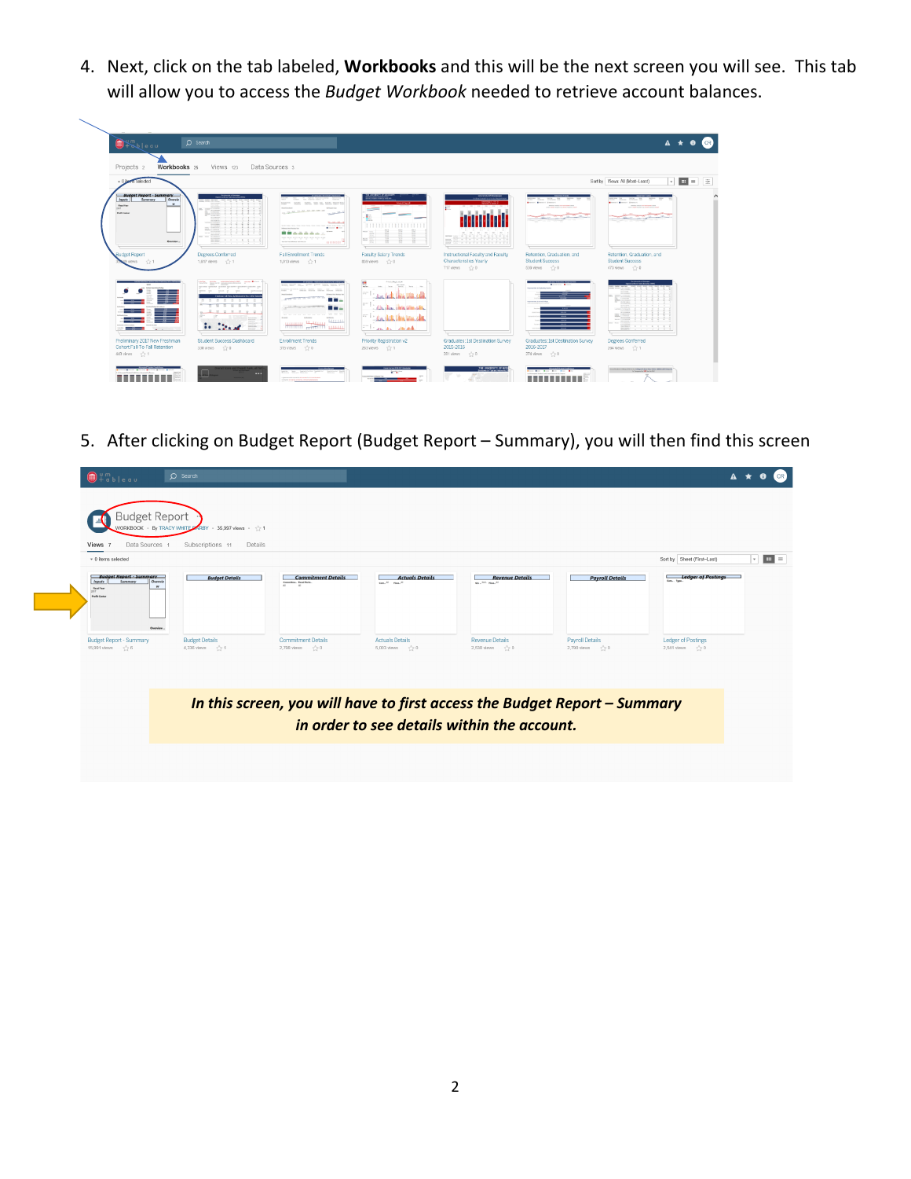4. Next, click on the tab labeled, **Workbooks** and this will be the next screen you will see. This tab will allow you to access the *Budget Workbook* needed to retrieve account balances.

5. After clicking on Budget Report (Budget Report – Summary), you will then find this screen

***In this screen, you will have to first access the Budget Report – Summary in order to see details within the account.***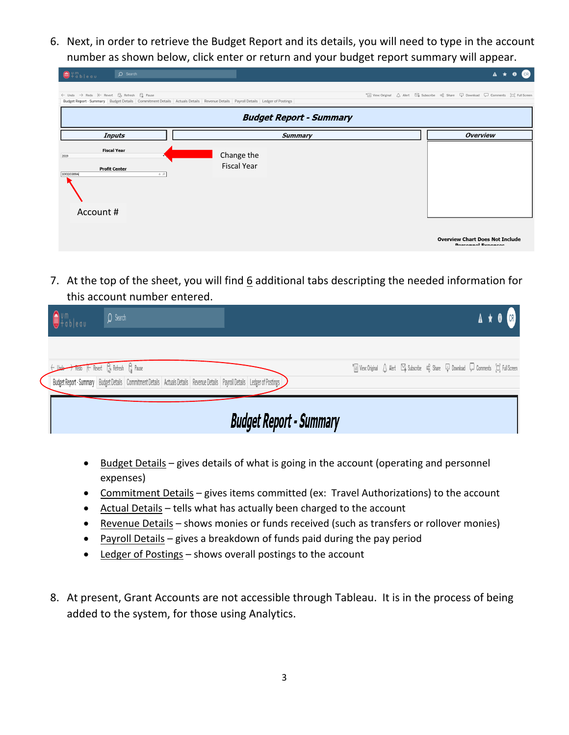6. Next, in order to retrieve the Budget Report and its details, you will need to type in the account number as shown below, click enter or return and your budget report summary will appear.

7. At the top of the sheet, you will find 6 additional tabs descripting the needed information for this account number entered.

- Budget Details – gives details of what is going in the account (operating and personnel expenses)
- Commitment Details – gives items committed (ex: Travel Authorizations) to the account
- Actual Details – tells what has actually been charged to the account
- Revenue Details – shows monies or funds received (such as transfers or rollover monies)
- Payroll Details – gives a breakdown of funds paid during the pay period
- Ledger of Postings – shows overall postings to the account

8. At present, Grant Accounts are not accessible through Tableau. It is in the process of being added to the system, for those using Analytics.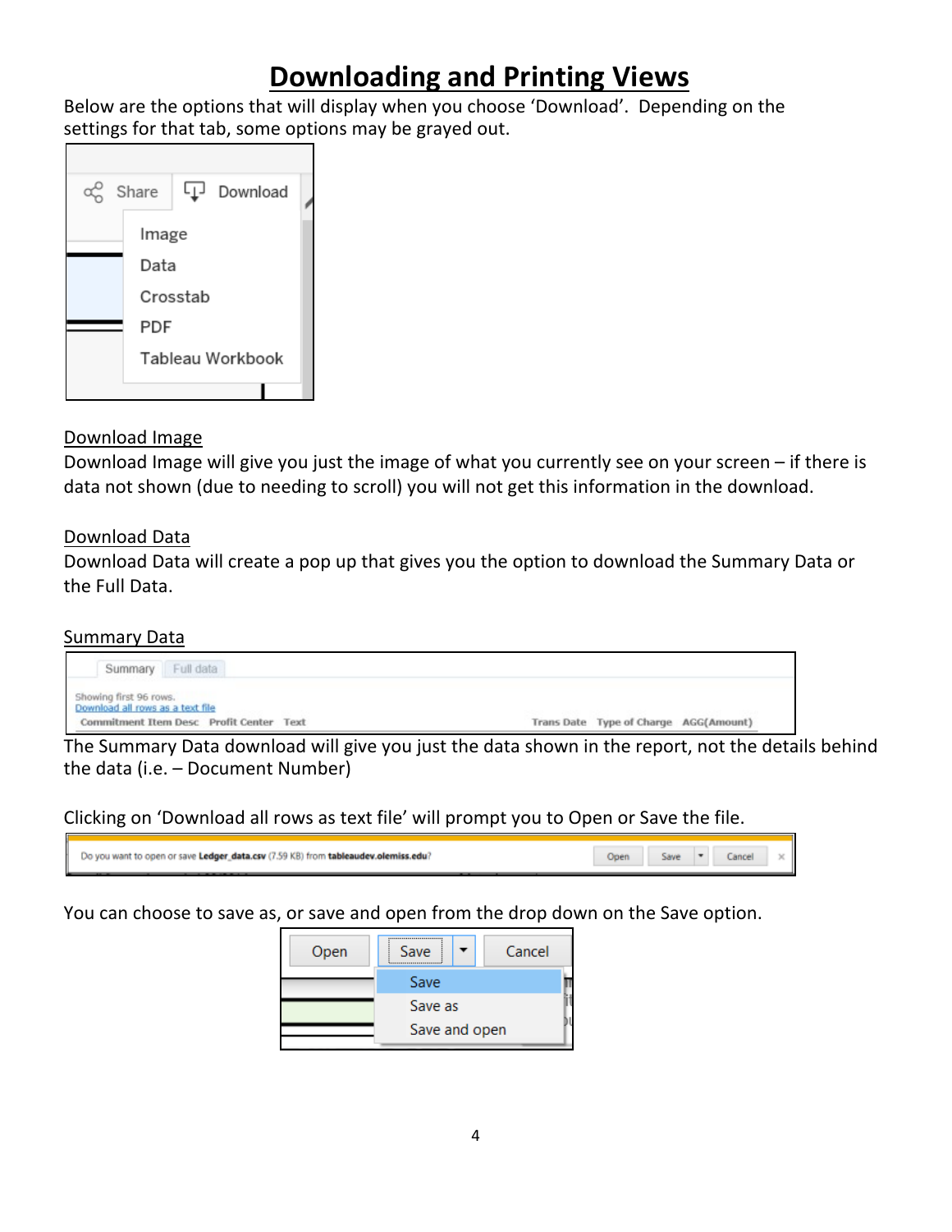# Downloading and Printing Views

Below are the options that will display when you choose 'Download'. Depending on the settings for that tab, some options may be grayed out.

Share | Download

- Image
- Data
- Crosstab
- PDF
- Tableau Workbook

## Download Image

Download Image will give you just the image of what you currently see on your screen – if there is data not shown (due to needing to scroll) you will not get this information in the download.

## Download Data

Download Data will create a pop up that gives you the option to download the Summary Data or the Full Data.

## Summary Data

Summary | Full data

Showing first 96 rows.
Download all rows as a text file

| Commitment Item Desc | Profit Center | Text | Trans Date | Type of Charge | AGG(Amount) |
| --- | --- | --- | --- | --- | --- |

The Summary Data download will give you just the data shown in the report, not the details behind the data (i.e. – Document Number)

Clicking on 'Download all rows as text file' will prompt you to Open or Save the file.

Do you want to open or save **Ledger_data.csv** (7.59 KB) from **tableaudev.olemiss.edu**? Open | Save | Cancel

You can choose to save as, or save and open from the drop down on the Save option.

Open | Save | Cancel

- Save
- Save as
- Save and open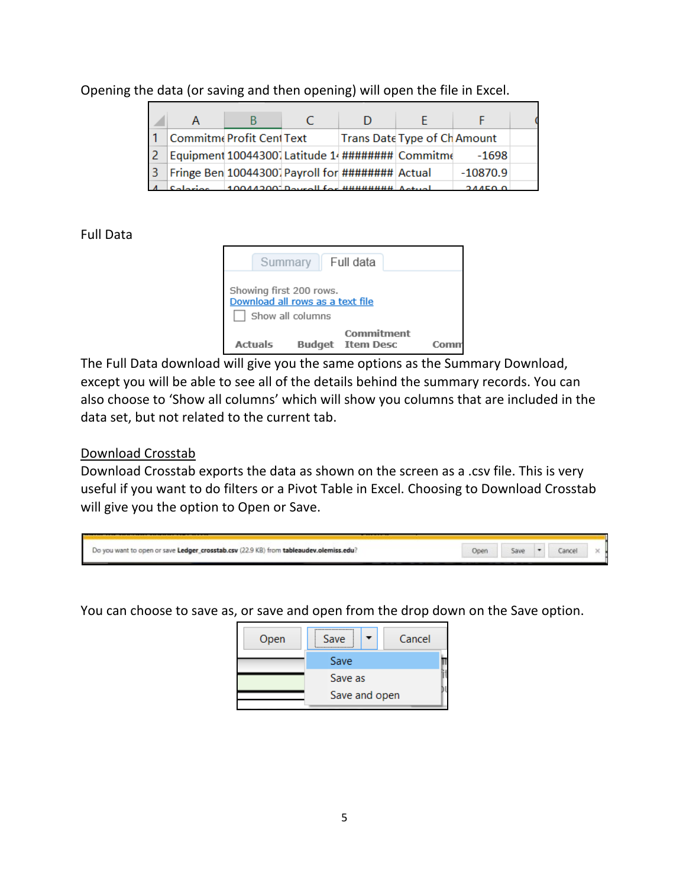Opening the data (or saving and then opening) will open the file in Excel.

Full Data

The Full Data download will give you the same options as the Summary Download, except you will be able to see all of the details behind the summary records. You can also choose to 'Show all columns' which will show you columns that are included in the data set, but not related to the current tab.

Download Crosstab

Download Crosstab exports the data as shown on the screen as a .csv file. This is very useful if you want to do filters or a Pivot Table in Excel. Choosing to Download Crosstab will give you the option to Open or Save.

You can choose to save as, or save and open from the drop down on the Save option.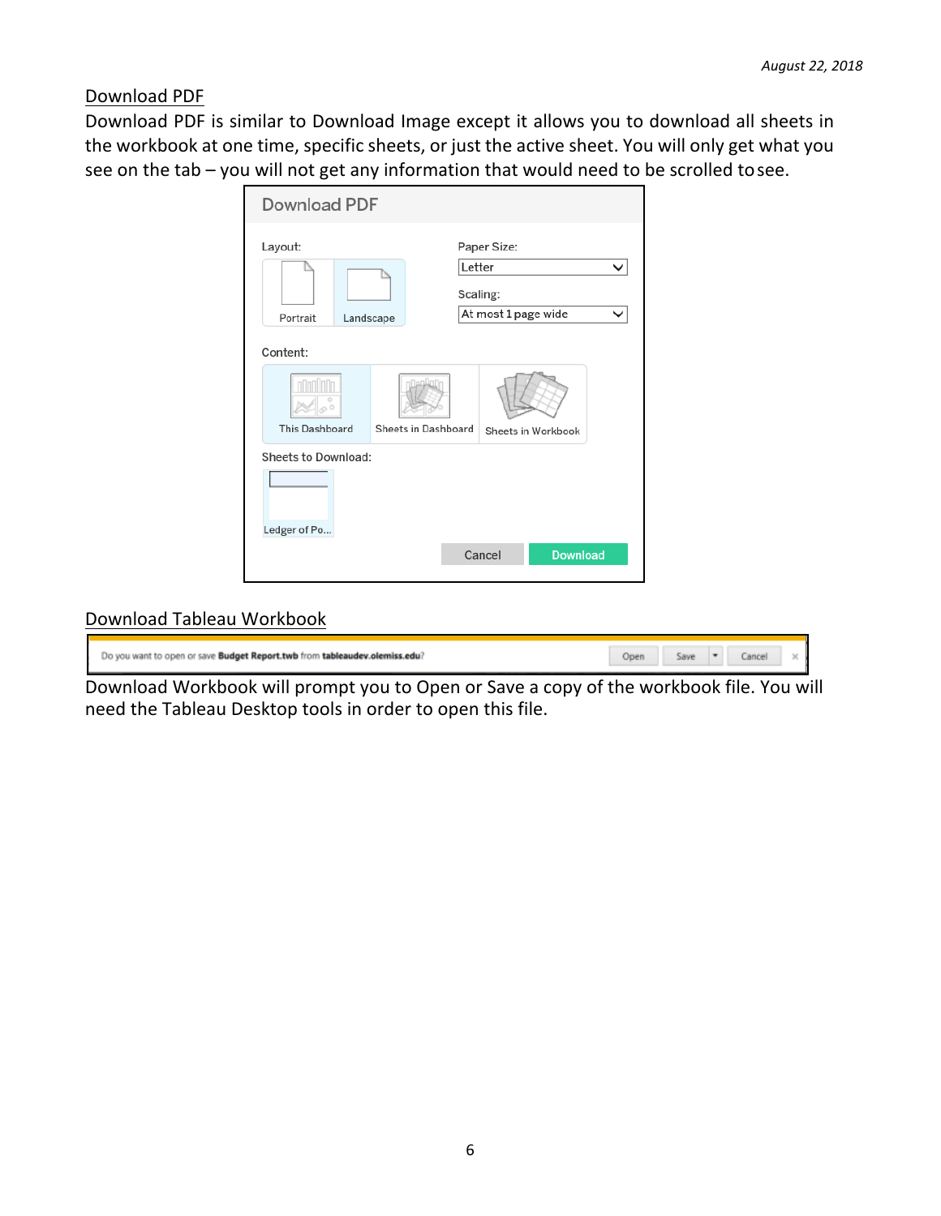## Download PDF

Download PDF is similar to Download Image except it allows you to download all sheets in the workbook at one time, specific sheets, or just the active sheet. You will only get what you see on the tab – you will not get any information that would need to be scrolled to see.

## Download Tableau Workbook

Download Workbook will prompt you to Open or Save a copy of the workbook file. You will need the Tableau Desktop tools in order to open this file.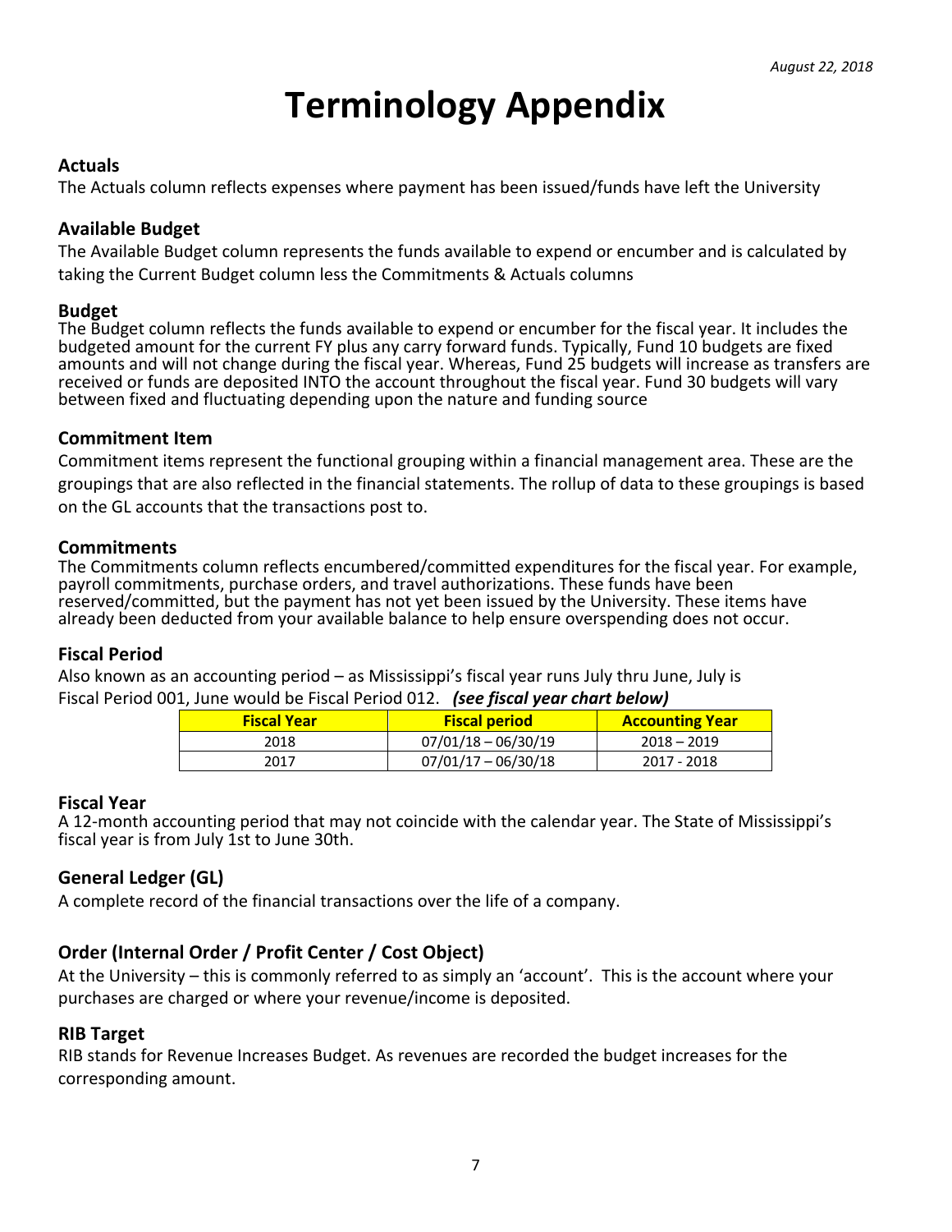*August 22, 2018*

# Terminology Appendix

### Actuals

The Actuals column reflects expenses where payment has been issued/funds have left the University

### Available Budget

The Available Budget column represents the funds available to expend or encumber and is calculated by taking the Current Budget column less the Commitments & Actuals columns

### Budget

The Budget column reflects the funds available to expend or encumber for the fiscal year. It includes the budgeted amount for the current FY plus any carry forward funds. Typically, Fund 10 budgets are fixed amounts and will not change during the fiscal year. Whereas, Fund 25 budgets will increase as transfers are received or funds are deposited INTO the account throughout the fiscal year. Fund 30 budgets will vary between fixed and fluctuating depending upon the nature and funding source

### Commitment Item

Commitment items represent the functional grouping within a financial management area. These are the groupings that are also reflected in the financial statements. The rollup of data to these groupings is based on the GL accounts that the transactions post to.

### Commitments

The Commitments column reflects encumbered/committed expenditures for the fiscal year. For example, payroll commitments, purchase orders, and travel authorizations. These funds have been reserved/committed, but the payment has not yet been issued by the University. These items have already been deducted from your available balance to help ensure overspending does not occur.

### Fiscal Period

Also known as an accounting period – as Mississippi's fiscal year runs July thru June, July is Fiscal Period 001, June would be Fiscal Period 012. ***(see fiscal year chart below)***

| Fiscal Year | Fiscal period | Accounting Year |
|---|---|---|
| 2018 | 07/01/18 – 06/30/19 | 2018 – 2019 |
| 2017 | 07/01/17 – 06/30/18 | 2017 - 2018 |

### Fiscal Year

A 12-month accounting period that may not coincide with the calendar year. The State of Mississippi's fiscal year is from July 1st to June 30th.

### General Ledger (GL)

A complete record of the financial transactions over the life of a company.

### Order (Internal Order / Profit Center / Cost Object)

At the University – this is commonly referred to as simply an 'account'. This is the account where your purchases are charged or where your revenue/income is deposited.

### RIB Target

RIB stands for Revenue Increases Budget. As revenues are recorded the budget increases for the corresponding amount.